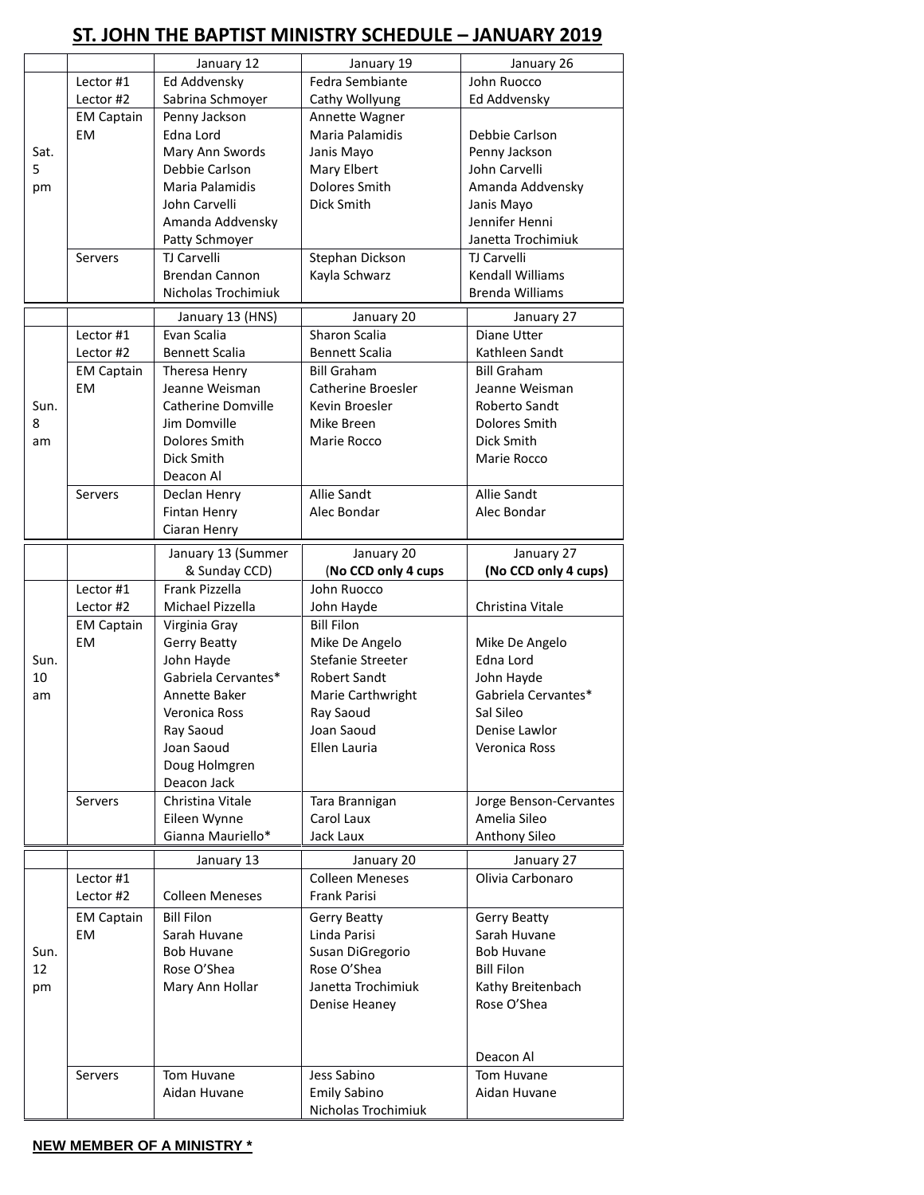# ST. JOHN THE BAPTIST MINISTRY SCHEDULE – JANUARY 2019

| | | January 12 | January 19 | January 26 |
|---|---|---|---|---|
| Sat. 5 pm | Lector #1 | Ed Addvensky | Fedra Sembiante | John Ruocco |
| | Lector #2 | Sabrina Schmoyer | Cathy Wollyung | Ed Addvensky |
| | EM Captain | Penny Jackson | Annette Wagner | |
| | EM | Edna Lord<br>Mary Ann Swords<br>Debbie Carlson<br>Maria Palamidis<br>John Carvelli<br>Amanda Addvensky<br>Patty Schmoyer | Maria Palamidis<br>Janis Mayo<br>Mary Elbert<br>Dolores Smith<br>Dick Smith | Debbie Carlson<br>Penny Jackson<br>John Carvelli<br>Amanda Addvensky<br>Janis Mayo<br>Jennifer Henni<br>Janetta Trochimiuk |
| | Servers | TJ Carvelli<br>Brendan Cannon<br>Nicholas Trochimiuk | Stephan Dickson<br>Kayla Schwarz | TJ Carvelli<br>Kendall Williams<br>Brenda Williams |

| | | January 13 (HNS) | January 20 | January 27 |
|---|---|---|---|---|
| Sun. 8 am | Lector #1 | Evan Scalia | Sharon Scalia | Diane Utter |
| | Lector #2 | Bennett Scalia | Bennett Scalia | Kathleen Sandt |
| | EM Captain | Theresa Henry | Bill Graham | Bill Graham |
| | EM | Jeanne Weisman<br>Catherine Domville<br>Jim Domville<br>Dolores Smith<br>Dick Smith<br>Deacon Al | Catherine Broesler<br>Kevin Broesler<br>Mike Breen<br>Marie Rocco | Jeanne Weisman<br>Roberto Sandt<br>Dolores Smith<br>Dick Smith<br>Marie Rocco |
| | Servers | Declan Henry<br>Fintan Henry<br>Ciaran Henry | Allie Sandt<br>Alec Bondar | Allie Sandt<br>Alec Bondar |

| | | January 13 (Summer & Sunday CCD) | January 20 (**No CCD only 4 cups** | January 27 **(No CCD only 4 cups)** |
|---|---|---|---|---|
| Sun. 10 am | Lector #1 | Frank Pizzella | John Ruocco | |
| | Lector #2 | Michael Pizzella | John Hayde | Christina Vitale |
| | EM Captain | Virginia Gray | Bill Filon | |
| | EM | Gerry Beatty<br>John Hayde<br>Gabriela Cervantes*<br>Annette Baker<br>Veronica Ross<br>Ray Saoud<br>Joan Saoud<br>Doug Holmgren<br>Deacon Jack | Mike De Angelo<br>Stefanie Streeter<br>Robert Sandt<br>Marie Carthwright<br>Ray Saoud<br>Joan Saoud<br>Ellen Lauria | Mike De Angelo<br>Edna Lord<br>John Hayde<br>Gabriela Cervantes*<br>Sal Sileo<br>Denise Lawlor<br>Veronica Ross |
| | Servers | Christina Vitale<br>Eileen Wynne<br>Gianna Mauriello* | Tara Brannigan<br>Carol Laux<br>Jack Laux | Jorge Benson-Cervantes<br>Amelia Sileo<br>Anthony Sileo |

| | | January 13 | January 20 | January 27 |
|---|---|---|---|---|
| Sun. 12 pm | Lector #1 | | Colleen Meneses | Olivia Carbonaro |
| | Lector #2 | Colleen Meneses | Frank Parisi | |
| | EM Captain | Bill Filon | Gerry Beatty | Gerry Beatty |
| | EM | Sarah Huvane<br>Bob Huvane<br>Rose O'Shea<br>Mary Ann Hollar | Linda Parisi<br>Susan DiGregorio<br>Rose O'Shea<br>Janetta Trochimiuk<br>Denise Heaney | Sarah Huvane<br>Bob Huvane<br>Bill Filon<br>Kathy Breitenbach<br>Rose O'Shea<br>Deacon Al |
| | Servers | Tom Huvane<br>Aidan Huvane | Jess Sabino<br>Emily Sabino<br>Nicholas Trochimiuk | Tom Huvane<br>Aidan Huvane |

**NEW MEMBER OF A MINISTRY ***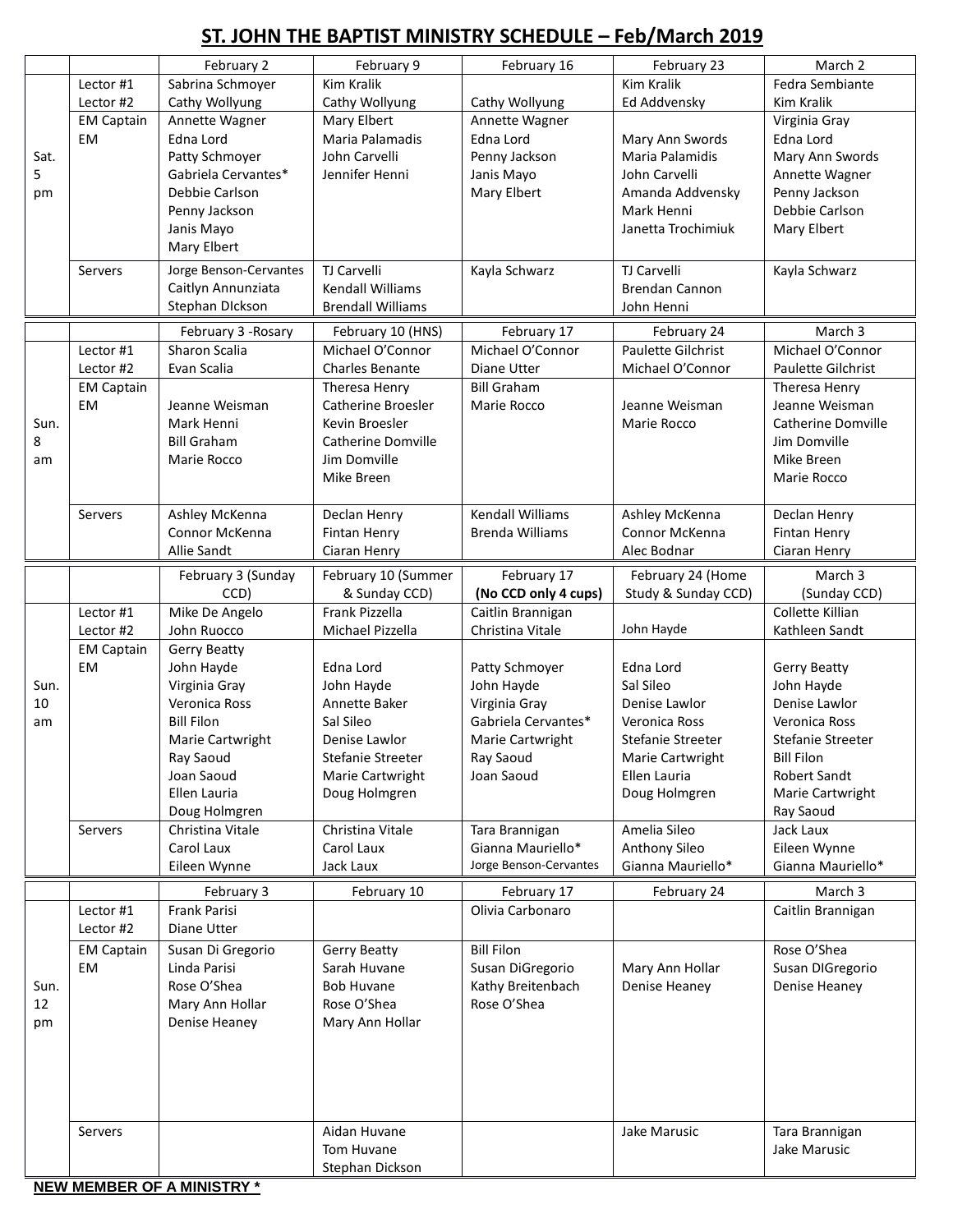# ST. JOHN THE BAPTIST MINISTRY SCHEDULE – Feb/March 2019

| | | February 2 | February 9 | February 16 | February 23 | March 2 |
|---|---|---|---|---|---|---|
| Sat. 5 pm | Lector #1<br>Lector #2 | Sabrina Schmoyer<br>Cathy Wollyung | Kim Kralik<br>Cathy Wollyung | Cathy Wollyung | Kim Kralik<br>Ed Addvensky | Fedra Sembiante<br>Kim Kralik |
| | EM Captain<br>EM | Annette Wagner<br>Edna Lord<br>Patty Schmoyer<br>Gabriela Cervantes*<br>Debbie Carlson<br>Penny Jackson<br>Janis Mayo<br>Mary Elbert | Mary Elbert<br>Maria Palamadis<br>John Carvelli<br>Jennifer Henni | Annette Wagner<br>Edna Lord<br>Penny Jackson<br>Janis Mayo<br>Mary Elbert | Mary Ann Swords<br>Maria Palamidis<br>John Carvelli<br>Amanda Addvensky<br>Mark Henni<br>Janetta Trochimiuk | Virginia Gray<br>Edna Lord<br>Mary Ann Swords<br>Annette Wagner<br>Penny Jackson<br>Debbie Carlson<br>Mary Elbert |
| | Servers | Jorge Benson-Cervantes<br>Caitlyn Annunziata<br>Stephan DIckson | TJ Carvelli<br>Kendall Williams<br>Brendall Williams | Kayla Schwarz | TJ Carvelli<br>Brendan Cannon<br>John Henni | Kayla Schwarz |
| | | February 3 -Rosary | February 10 (HNS) | February 17 | February 24 | March 3 |
| Sun. 8 am | Lector #1<br>Lector #2 | Sharon Scalia<br>Evan Scalia | Michael O'Connor<br>Charles Benante | Michael O'Connor<br>Diane Utter | Paulette Gilchrist<br>Michael O'Connor | Michael O'Connor<br>Paulette Gilchrist |
| | EM Captain<br>EM | Jeanne Weisman<br>Mark Henni<br>Bill Graham<br>Marie Rocco | Theresa Henry<br>Catherine Broesler<br>Kevin Broesler<br>Catherine Domville<br>Jim Domville<br>Mike Breen | Bill Graham<br>Marie Rocco | Jeanne Weisman<br>Marie Rocco | Theresa Henry<br>Jeanne Weisman<br>Catherine Domville<br>Jim Domville<br>Mike Breen<br>Marie Rocco |
| | Servers | Ashley McKenna<br>Connor McKenna<br>Allie Sandt | Declan Henry<br>Fintan Henry<br>Ciaran Henry | Kendall Williams<br>Brenda Williams | Ashley McKenna<br>Connor McKenna<br>Alec Bodnar | Declan Henry<br>Fintan Henry<br>Ciaran Henry |
| | | February 3 (Sunday CCD) | February 10 (Summer & Sunday CCD) | February 17 **(No CCD only 4 cups)** | February 24 (Home Study & Sunday CCD) | March 3 (Sunday CCD) |
| Sun. 10 am | Lector #1<br>Lector #2 | Mike De Angelo<br>John Ruocco | Frank Pizzella<br>Michael Pizzella | Caitlin Brannigan<br>Christina Vitale | John Hayde | Collette Killian<br>Kathleen Sandt |
| | EM Captain<br>EM | Gerry Beatty<br>John Hayde<br>Virginia Gray<br>Veronica Ross<br>Bill Filon<br>Marie Cartwright<br>Ray Saoud<br>Joan Saoud<br>Ellen Lauria<br>Doug Holmgren | Edna Lord<br>John Hayde<br>Annette Baker<br>Sal Sileo<br>Denise Lawlor<br>Stefanie Streeter<br>Marie Cartwright<br>Doug Holmgren | Patty Schmoyer<br>John Hayde<br>Virginia Gray<br>Gabriela Cervantes*<br>Marie Cartwright<br>Ray Saoud<br>Joan Saoud | Edna Lord<br>Sal Sileo<br>Denise Lawlor<br>Veronica Ross<br>Stefanie Streeter<br>Marie Cartwright<br>Ellen Lauria<br>Doug Holmgren | Gerry Beatty<br>John Hayde<br>Denise Lawlor<br>Veronica Ross<br>Stefanie Streeter<br>Bill Filon<br>Robert Sandt<br>Marie Cartwright<br>Ray Saoud |
| | Servers | Christina Vitale<br>Carol Laux<br>Eileen Wynne | Christina Vitale<br>Carol Laux<br>Jack Laux | Tara Brannigan<br>Gianna Mauriello*<br>Jorge Benson-Cervantes | Amelia Sileo<br>Anthony Sileo<br>Gianna Mauriello* | Jack Laux<br>Eileen Wynne<br>Gianna Mauriello* |
| | | February 3 | February 10 | February 17 | February 24 | March 3 |
| Sun. 12 pm | Lector #1<br>Lector #2 | Frank Parisi<br>Diane Utter | | Olivia Carbonaro | | Caitlin Brannigan |
| | EM Captain<br>EM | Susan Di Gregorio<br>Linda Parisi<br>Rose O'Shea<br>Mary Ann Hollar<br>Denise Heaney | Gerry Beatty<br>Sarah Huvane<br>Bob Huvane<br>Rose O'Shea<br>Mary Ann Hollar | Bill Filon<br>Susan DiGregorio<br>Kathy Breitenbach<br>Rose O'Shea | Mary Ann Hollar<br>Denise Heaney | Rose O'Shea<br>Susan DIGregorio<br>Denise Heaney |
| | Servers | | Aidan Huvane<br>Tom Huvane<br>Stephan Dickson | | Jake Marusic | Tara Brannigan<br>Jake Marusic |

**NEW MEMBER OF A MINISTRY ***